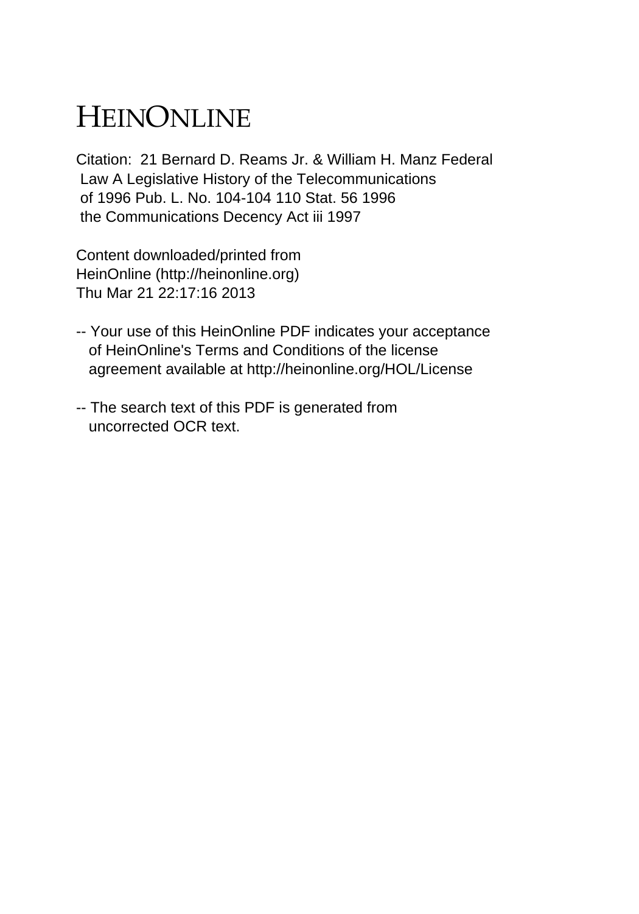# HEINONLINE

Citation: 21 Bernard D. Reams Jr. & William H. Manz Federal Law A Legislative History of the Telecommunications of 1996 Pub. L. No. 104-104 110 Stat. 56 1996 the Communications Decency Act iii 1997

Content downloaded/printed from
HeinOnline (http://heinonline.org)
Thu Mar 21 22:17:16 2013

-- Your use of this HeinOnline PDF indicates your acceptance of HeinOnline's Terms and Conditions of the license agreement available at http://heinonline.org/HOL/License

-- The search text of this PDF is generated from uncorrected OCR text.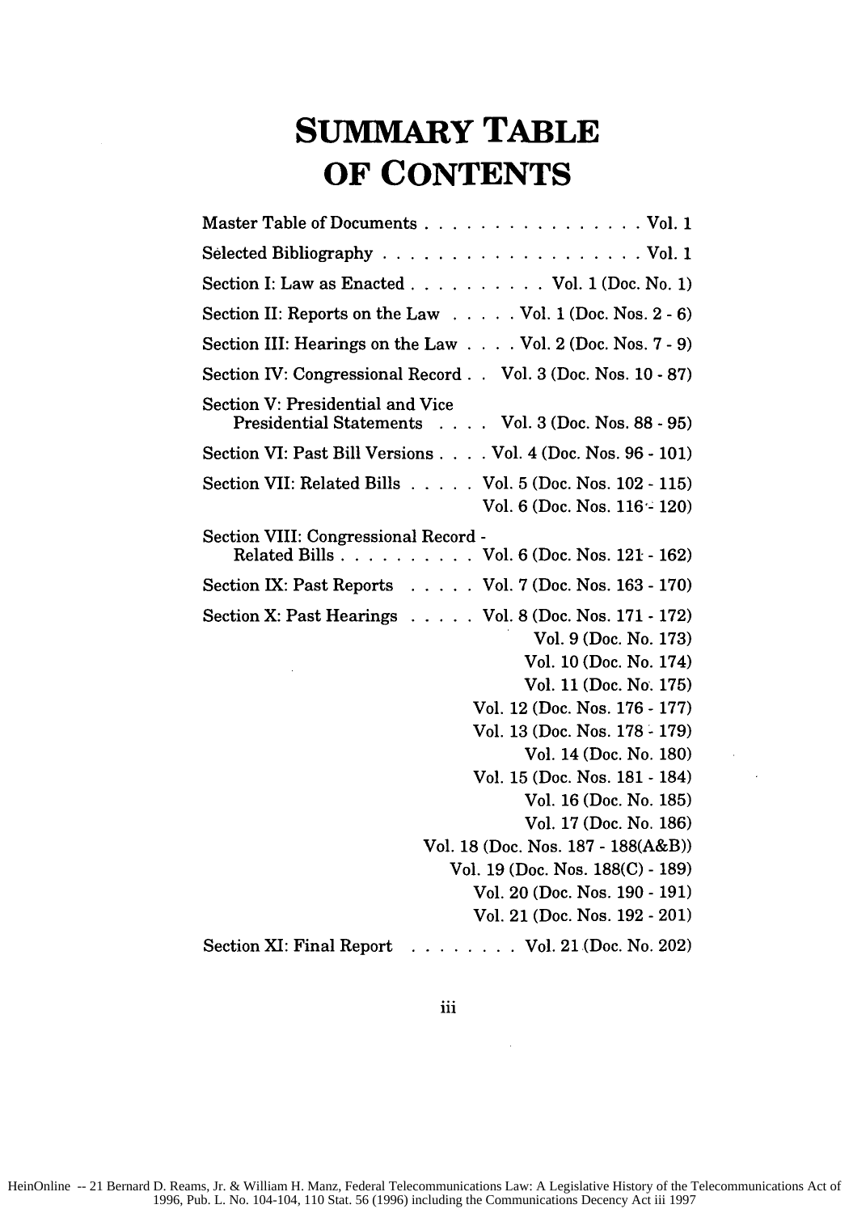# SUMMARY TABLE OF CONTENTS

| | |
|---|---|
| Master Table of Documents | Vol. 1 |
| Selected Bibliography | Vol. 1 |
| Section I: Law as Enacted | Vol. 1 (Doc. No. 1) |
| Section II: Reports on the Law | Vol. 1 (Doc. Nos. 2 - 6) |
| Section III: Hearings on the Law | Vol. 2 (Doc. Nos. 7 - 9) |
| Section IV: Congressional Record | Vol. 3 (Doc. Nos. 10 - 87) |
| Section V: Presidential and Vice Presidential Statements | Vol. 3 (Doc. Nos. 88 - 95) |
| Section VI: Past Bill Versions | Vol. 4 (Doc. Nos. 96 - 101) |
| Section VII: Related Bills | Vol. 5 (Doc. Nos. 102 - 115) |
| | Vol. 6 (Doc. Nos. 116 - 120) |
| Section VIII: Congressional Record - Related Bills | Vol. 6 (Doc. Nos. 121 - 162) |
| Section IX: Past Reports | Vol. 7 (Doc. Nos. 163 - 170) |
| Section X: Past Hearings | Vol. 8 (Doc. Nos. 171 - 172) |
| | Vol. 9 (Doc. No. 173) |
| | Vol. 10 (Doc. No. 174) |
| | Vol. 11 (Doc. No. 175) |
| | Vol. 12 (Doc. Nos. 176 - 177) |
| | Vol. 13 (Doc. Nos. 178 - 179) |
| | Vol. 14 (Doc. No. 180) |
| | Vol. 15 (Doc. Nos. 181 - 184) |
| | Vol. 16 (Doc. No. 185) |
| | Vol. 17 (Doc. No. 186) |
| | Vol. 18 (Doc. Nos. 187 - 188(A&B)) |
| | Vol. 19 (Doc. Nos. 188(C) - 189) |
| | Vol. 20 (Doc. Nos. 190 - 191) |
| | Vol. 21 (Doc. Nos. 192 - 201) |
| Section XI: Final Report | Vol. 21 (Doc. No. 202) |